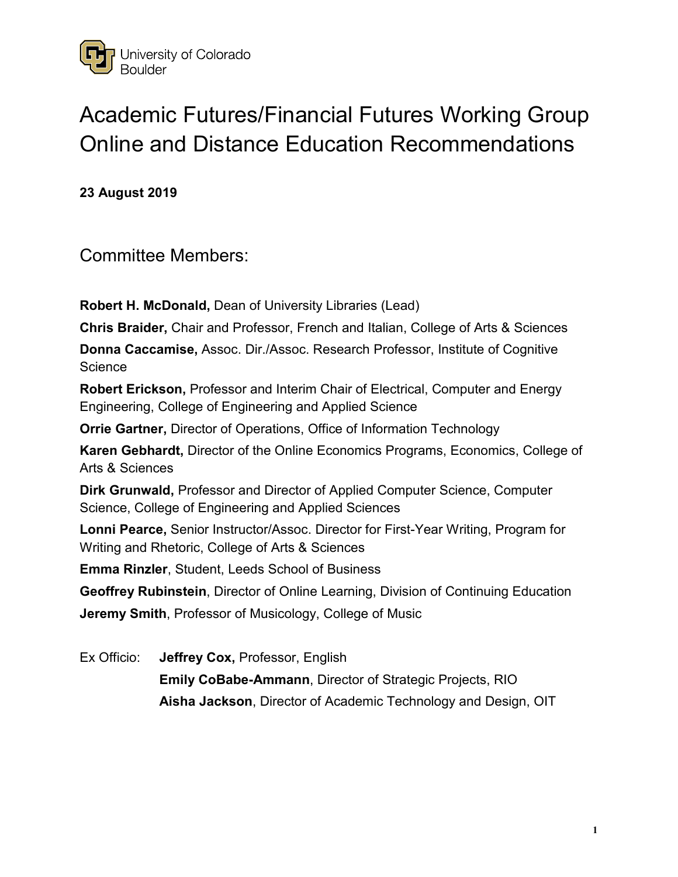University of Colorado Boulder

# Academic Futures/Financial Futures Working Group Online and Distance Education Recommendations

**23 August 2019**

## Committee Members:

**Robert H. McDonald,** Dean of University Libraries (Lead)

**Chris Braider,** Chair and Professor, French and Italian, College of Arts & Sciences

**Donna Caccamise,** Assoc. Dir./Assoc. Research Professor, Institute of Cognitive Science

**Robert Erickson,** Professor and Interim Chair of Electrical, Computer and Energy Engineering, College of Engineering and Applied Science

**Orrie Gartner,** Director of Operations, Office of Information Technology

**Karen Gebhardt,** Director of the Online Economics Programs, Economics, College of Arts & Sciences

**Dirk Grunwald,** Professor and Director of Applied Computer Science, Computer Science, College of Engineering and Applied Sciences

**Lonni Pearce,** Senior Instructor/Assoc. Director for First-Year Writing, Program for Writing and Rhetoric, College of Arts & Sciences

**Emma Rinzler**, Student, Leeds School of Business

**Geoffrey Rubinstein**, Director of Online Learning, Division of Continuing Education

**Jeremy Smith**, Professor of Musicology, College of Music

Ex Officio:

- **Jeffrey Cox,** Professor, English
- **Emily CoBabe-Ammann**, Director of Strategic Projects, RIO
- **Aisha Jackson**, Director of Academic Technology and Design, OIT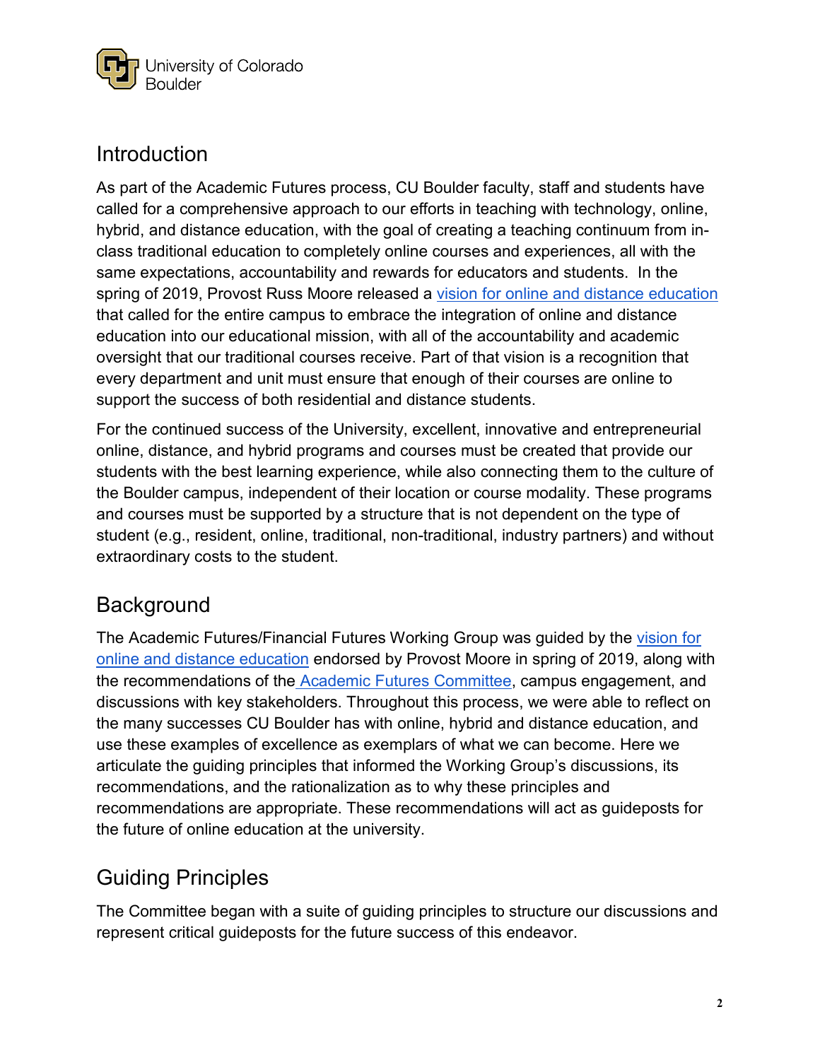## Introduction

As part of the Academic Futures process, CU Boulder faculty, staff and students have called for a comprehensive approach to our efforts in teaching with technology, online, hybrid, and distance education, with the goal of creating a teaching continuum from in-class traditional education to completely online courses and experiences, all with the same expectations, accountability and rewards for educators and students. In the spring of 2019, Provost Russ Moore released a vision for online and distance education that called for the entire campus to embrace the integration of online and distance education into our educational mission, with all of the accountability and academic oversight that our traditional courses receive. Part of that vision is a recognition that every department and unit must ensure that enough of their courses are online to support the success of both residential and distance students.

For the continued success of the University, excellent, innovative and entrepreneurial online, distance, and hybrid programs and courses must be created that provide our students with the best learning experience, while also connecting them to the culture of the Boulder campus, independent of their location or course modality. These programs and courses must be supported by a structure that is not dependent on the type of student (e.g., resident, online, traditional, non-traditional, industry partners) and without extraordinary costs to the student.

## Background

The Academic Futures/Financial Futures Working Group was guided by the vision for online and distance education endorsed by Provost Moore in spring of 2019, along with the recommendations of the Academic Futures Committee, campus engagement, and discussions with key stakeholders. Throughout this process, we were able to reflect on the many successes CU Boulder has with online, hybrid and distance education, and use these examples of excellence as exemplars of what we can become. Here we articulate the guiding principles that informed the Working Group's discussions, its recommendations, and the rationalization as to why these principles and recommendations are appropriate. These recommendations will act as guideposts for the future of online education at the university.

## Guiding Principles

The Committee began with a suite of guiding principles to structure our discussions and represent critical guideposts for the future success of this endeavor.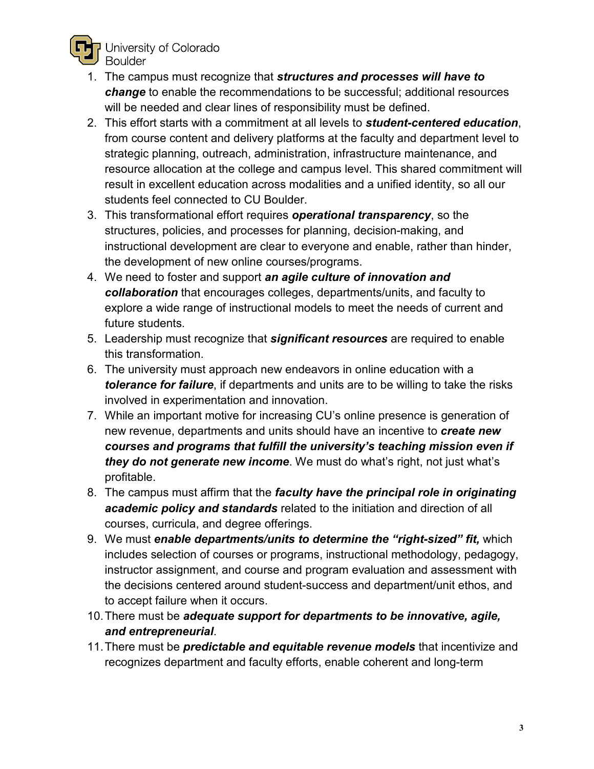1. The campus must recognize that ***structures and processes will have to change*** to enable the recommendations to be successful; additional resources will be needed and clear lines of responsibility must be defined.
2. This effort starts with a commitment at all levels to ***student-centered education***, from course content and delivery platforms at the faculty and department level to strategic planning, outreach, administration, infrastructure maintenance, and resource allocation at the college and campus level. This shared commitment will result in excellent education across modalities and a unified identity, so all our students feel connected to CU Boulder.
3. This transformational effort requires ***operational transparency***, so the structures, policies, and processes for planning, decision-making, and instructional development are clear to everyone and enable, rather than hinder, the development of new online courses/programs.
4. We need to foster and support ***an agile culture of innovation and collaboration*** that encourages colleges, departments/units, and faculty to explore a wide range of instructional models to meet the needs of current and future students.
5. Leadership must recognize that ***significant resources*** are required to enable this transformation.
6. The university must approach new endeavors in online education with a ***tolerance for failure***, if departments and units are to be willing to take the risks involved in experimentation and innovation.
7. While an important motive for increasing CU's online presence is generation of new revenue, departments and units should have an incentive to ***create new courses and programs that fulfill the university's teaching mission even if they do not generate new income***. We must do what's right, not just what's profitable.
8. The campus must affirm that the ***faculty have the principal role in originating academic policy and standards*** related to the initiation and direction of all courses, curricula, and degree offerings.
9. We must ***enable departments/units to determine the "right-sized" fit,*** which includes selection of courses or programs, instructional methodology, pedagogy, instructor assignment, and course and program evaluation and assessment with the decisions centered around student-success and department/unit ethos, and to accept failure when it occurs.
10. There must be ***adequate support for departments to be innovative, agile, and entrepreneurial***.
11. There must be ***predictable and equitable revenue models*** that incentivize and recognizes department and faculty efforts, enable coherent and long-term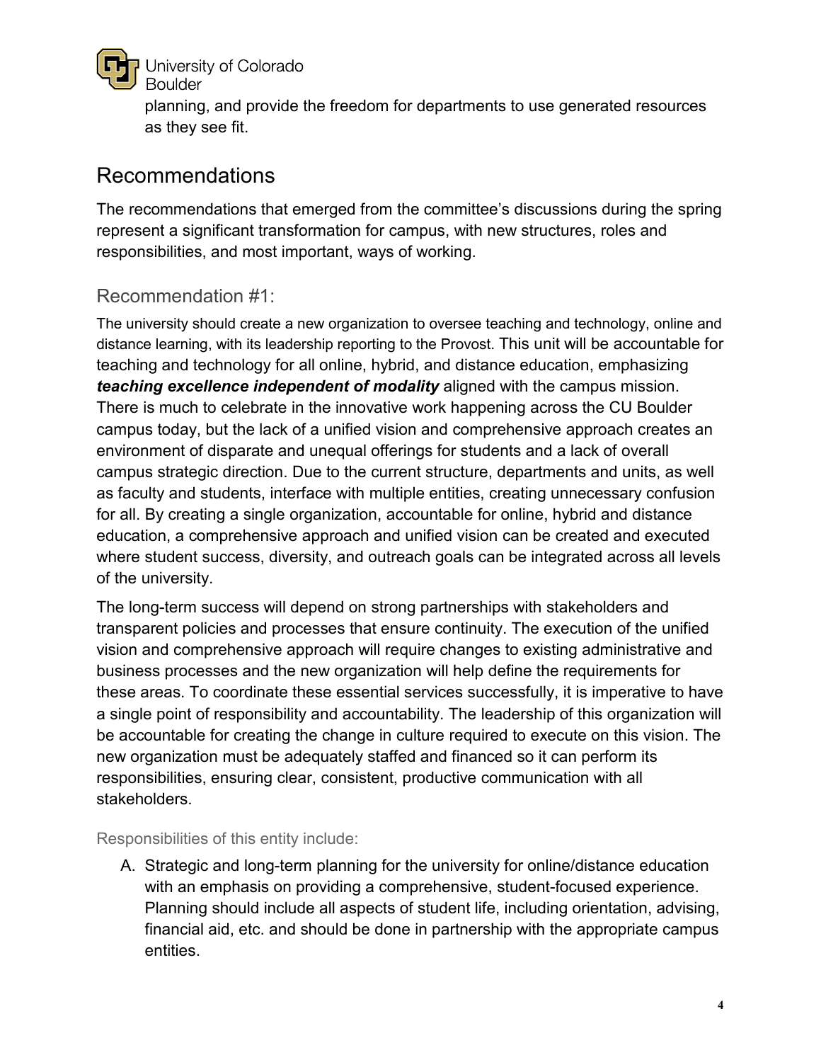planning, and provide the freedom for departments to use generated resources as they see fit.

## Recommendations

The recommendations that emerged from the committee's discussions during the spring represent a significant transformation for campus, with new structures, roles and responsibilities, and most important, ways of working.

### Recommendation #1:

The university should create a new organization to oversee teaching and technology, online and distance learning, with its leadership reporting to the Provost. This unit will be accountable for teaching and technology for all online, hybrid, and distance education, emphasizing ***teaching excellence independent of modality*** aligned with the campus mission. There is much to celebrate in the innovative work happening across the CU Boulder campus today, but the lack of a unified vision and comprehensive approach creates an environment of disparate and unequal offerings for students and a lack of overall campus strategic direction. Due to the current structure, departments and units, as well as faculty and students, interface with multiple entities, creating unnecessary confusion for all. By creating a single organization, accountable for online, hybrid and distance education, a comprehensive approach and unified vision can be created and executed where student success, diversity, and outreach goals can be integrated across all levels of the university.

The long-term success will depend on strong partnerships with stakeholders and transparent policies and processes that ensure continuity. The execution of the unified vision and comprehensive approach will require changes to existing administrative and business processes and the new organization will help define the requirements for these areas. To coordinate these essential services successfully, it is imperative to have a single point of responsibility and accountability. The leadership of this organization will be accountable for creating the change in culture required to execute on this vision. The new organization must be adequately staffed and financed so it can perform its responsibilities, ensuring clear, consistent, productive communication with all stakeholders.

#### Responsibilities of this entity include:

A. Strategic and long-term planning for the university for online/distance education with an emphasis on providing a comprehensive, student-focused experience. Planning should include all aspects of student life, including orientation, advising, financial aid, etc. and should be done in partnership with the appropriate campus entities.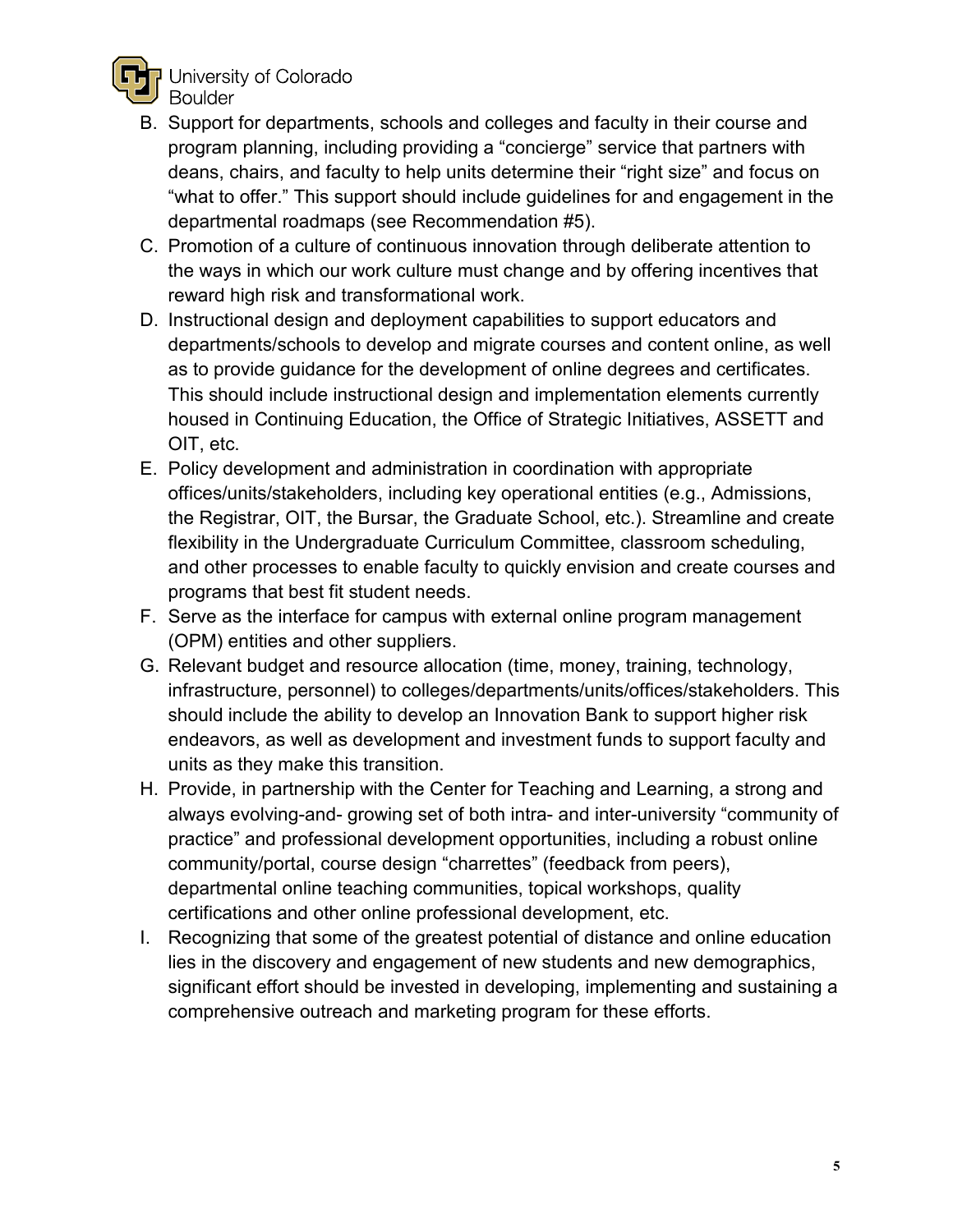B. Support for departments, schools and colleges and faculty in their course and program planning, including providing a "concierge" service that partners with deans, chairs, and faculty to help units determine their "right size" and focus on "what to offer." This support should include guidelines for and engagement in the departmental roadmaps (see Recommendation #5).

C. Promotion of a culture of continuous innovation through deliberate attention to the ways in which our work culture must change and by offering incentives that reward high risk and transformational work.

D. Instructional design and deployment capabilities to support educators and departments/schools to develop and migrate courses and content online, as well as to provide guidance for the development of online degrees and certificates. This should include instructional design and implementation elements currently housed in Continuing Education, the Office of Strategic Initiatives, ASSETT and OIT, etc.

E. Policy development and administration in coordination with appropriate offices/units/stakeholders, including key operational entities (e.g., Admissions, the Registrar, OIT, the Bursar, the Graduate School, etc.). Streamline and create flexibility in the Undergraduate Curriculum Committee, classroom scheduling, and other processes to enable faculty to quickly envision and create courses and programs that best fit student needs.

F. Serve as the interface for campus with external online program management (OPM) entities and other suppliers.

G. Relevant budget and resource allocation (time, money, training, technology, infrastructure, personnel) to colleges/departments/units/offices/stakeholders. This should include the ability to develop an Innovation Bank to support higher risk endeavors, as well as development and investment funds to support faculty and units as they make this transition.

H. Provide, in partnership with the Center for Teaching and Learning, a strong and always evolving-and- growing set of both intra- and inter-university "community of practice" and professional development opportunities, including a robust online community/portal, course design "charrettes" (feedback from peers), departmental online teaching communities, topical workshops, quality certifications and other online professional development, etc.

I. Recognizing that some of the greatest potential of distance and online education lies in the discovery and engagement of new students and new demographics, significant effort should be invested in developing, implementing and sustaining a comprehensive outreach and marketing program for these efforts.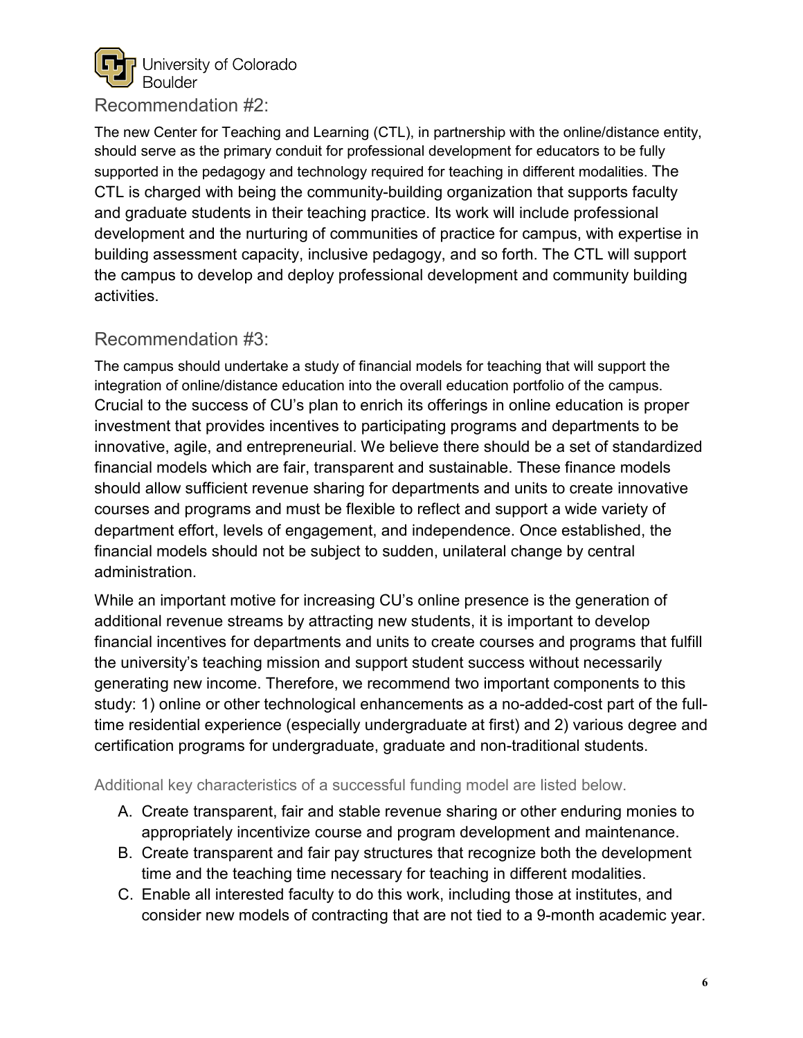## Recommendation #2:

The new Center for Teaching and Learning (CTL), in partnership with the online/distance entity, should serve as the primary conduit for professional development for educators to be fully supported in the pedagogy and technology required for teaching in different modalities. The CTL is charged with being the community-building organization that supports faculty and graduate students in their teaching practice. Its work will include professional development and the nurturing of communities of practice for campus, with expertise in building assessment capacity, inclusive pedagogy, and so forth. The CTL will support the campus to develop and deploy professional development and community building activities.

## Recommendation #3:

The campus should undertake a study of financial models for teaching that will support the integration of online/distance education into the overall education portfolio of the campus. Crucial to the success of CU's plan to enrich its offerings in online education is proper investment that provides incentives to participating programs and departments to be innovative, agile, and entrepreneurial. We believe there should be a set of standardized financial models which are fair, transparent and sustainable. These finance models should allow sufficient revenue sharing for departments and units to create innovative courses and programs and must be flexible to reflect and support a wide variety of department effort, levels of engagement, and independence. Once established, the financial models should not be subject to sudden, unilateral change by central administration.

While an important motive for increasing CU's online presence is the generation of additional revenue streams by attracting new students, it is important to develop financial incentives for departments and units to create courses and programs that fulfill the university's teaching mission and support student success without necessarily generating new income. Therefore, we recommend two important components to this study: 1) online or other technological enhancements as a no-added-cost part of the full-time residential experience (especially undergraduate at first) and 2) various degree and certification programs for undergraduate, graduate and non-traditional students.

Additional key characteristics of a successful funding model are listed below.

A. Create transparent, fair and stable revenue sharing or other enduring monies to appropriately incentivize course and program development and maintenance.
B. Create transparent and fair pay structures that recognize both the development time and the teaching time necessary for teaching in different modalities.
C. Enable all interested faculty to do this work, including those at institutes, and consider new models of contracting that are not tied to a 9-month academic year.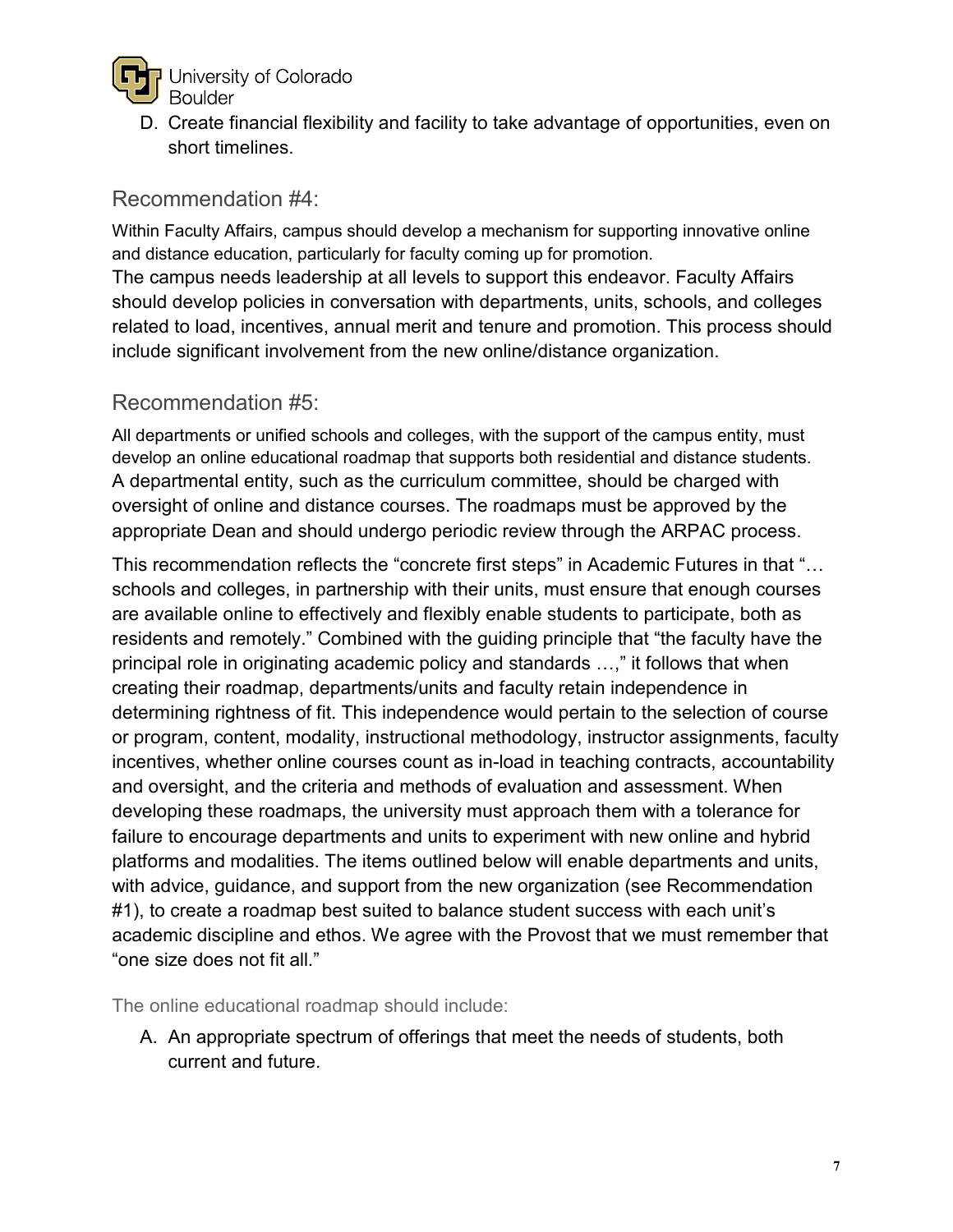D. Create financial flexibility and facility to take advantage of opportunities, even on short timelines.

## Recommendation #4:

Within Faculty Affairs, campus should develop a mechanism for supporting innovative online and distance education, particularly for faculty coming up for promotion.

The campus needs leadership at all levels to support this endeavor. Faculty Affairs should develop policies in conversation with departments, units, schools, and colleges related to load, incentives, annual merit and tenure and promotion. This process should include significant involvement from the new online/distance organization.

## Recommendation #5:

All departments or unified schools and colleges, with the support of the campus entity, must develop an online educational roadmap that supports both residential and distance students.

A departmental entity, such as the curriculum committee, should be charged with oversight of online and distance courses. The roadmaps must be approved by the appropriate Dean and should undergo periodic review through the ARPAC process.

This recommendation reflects the "concrete first steps" in Academic Futures in that "… schools and colleges, in partnership with their units, must ensure that enough courses are available online to effectively and flexibly enable students to participate, both as residents and remotely." Combined with the guiding principle that "the faculty have the principal role in originating academic policy and standards …," it follows that when creating their roadmap, departments/units and faculty retain independence in determining rightness of fit. This independence would pertain to the selection of course or program, content, modality, instructional methodology, instructor assignments, faculty incentives, whether online courses count as in-load in teaching contracts, accountability and oversight, and the criteria and methods of evaluation and assessment. When developing these roadmaps, the university must approach them with a tolerance for failure to encourage departments and units to experiment with new online and hybrid platforms and modalities. The items outlined below will enable departments and units, with advice, guidance, and support from the new organization (see Recommendation #1), to create a roadmap best suited to balance student success with each unit's academic discipline and ethos. We agree with the Provost that we must remember that "one size does not fit all."

The online educational roadmap should include:

A. An appropriate spectrum of offerings that meet the needs of students, both current and future.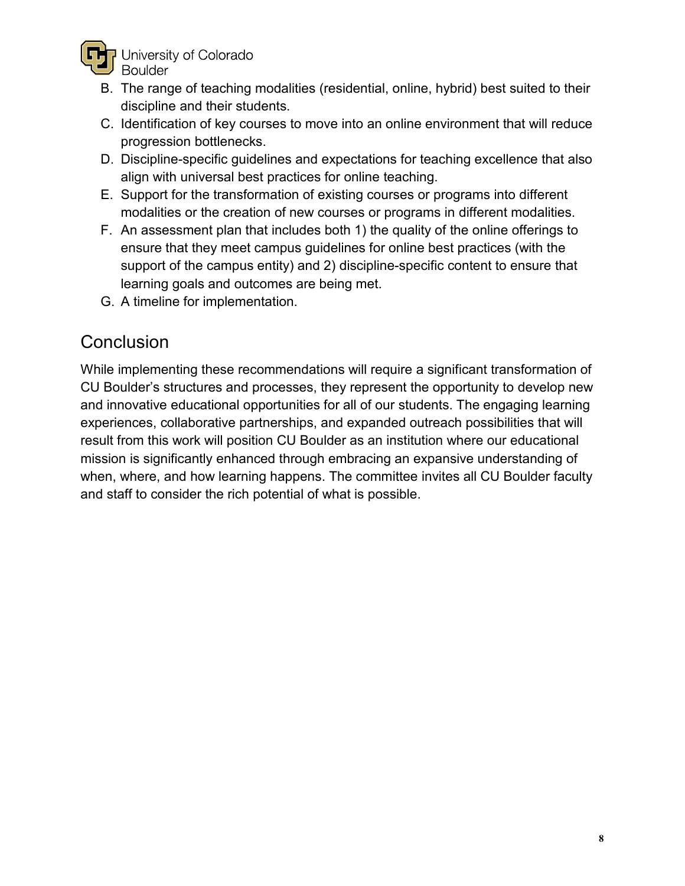B. The range of teaching modalities (residential, online, hybrid) best suited to their discipline and their students.
C. Identification of key courses to move into an online environment that will reduce progression bottlenecks.
D. Discipline-specific guidelines and expectations for teaching excellence that also align with universal best practices for online teaching.
E. Support for the transformation of existing courses or programs into different modalities or the creation of new courses or programs in different modalities.
F. An assessment plan that includes both 1) the quality of the online offerings to ensure that they meet campus guidelines for online best practices (with the support of the campus entity) and 2) discipline-specific content to ensure that learning goals and outcomes are being met.
G. A timeline for implementation.

## Conclusion

While implementing these recommendations will require a significant transformation of CU Boulder's structures and processes, they represent the opportunity to develop new and innovative educational opportunities for all of our students. The engaging learning experiences, collaborative partnerships, and expanded outreach possibilities that will result from this work will position CU Boulder as an institution where our educational mission is significantly enhanced through embracing an expansive understanding of when, where, and how learning happens. The committee invites all CU Boulder faculty and staff to consider the rich potential of what is possible.